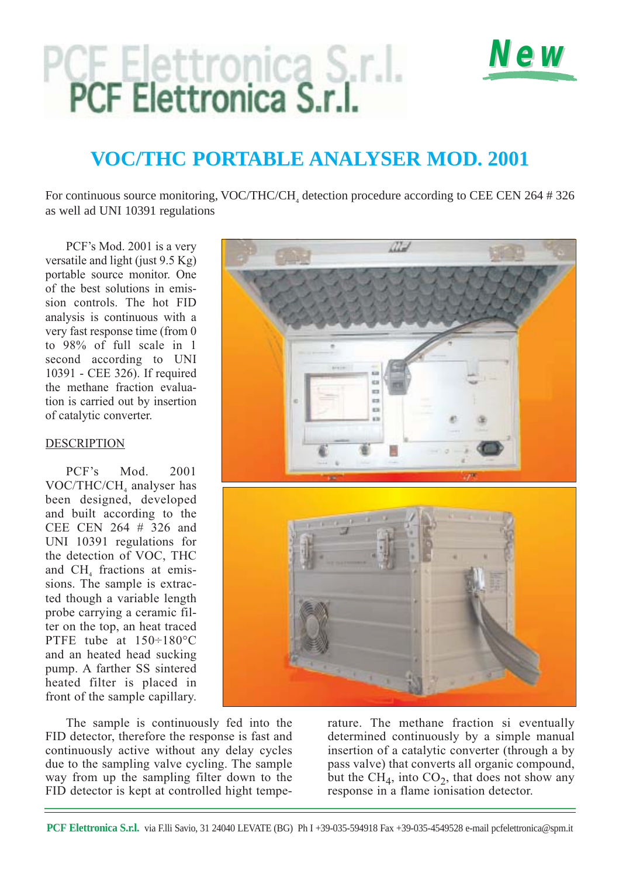# PCF Elettronica S.r.l.

**New**

## VOC/THC PORTABLE ANALYSER MOD. 2001

For continuous source monitoring, VOC/THC/$CH_4$ detection procedure according to CEE CEN 264 # 326 as well ad UNI 10391 regulations

PCF's Mod. 2001 is a very versatile and light (just 9.5 Kg) portable source monitor. One of the best solutions in emission controls. The hot FID analysis is continuous with a very fast response time (from 0 to 98% of full scale in 1 second according to UNI 10391 - CEE 326). If required the methane fraction evaluation is carried out by insertion of catalytic converter.

### DESCRIPTION

PCF's Mod. 2001 VOC/THC/$CH_4$ analyser has been designed, developed and built according to the CEE CEN 264 # 326 and UNI 10391 regulations for the detection of VOC, THC and $CH_4$ fractions at emissions. The sample is extracted though a variable length probe carrying a ceramic filter on the top, an heat traced PTFE tube at 150÷180°C and an heated head sucking pump. A farther SS sintered heated filter is placed in front of the sample capillary.

The sample is continuously fed into the FID detector, therefore the response is fast and continuously active without any delay cycles due to the sampling valve cycling. The sample way from up the sampling filter down to the FID detector is kept at controlled hight temperature. The methane fraction si eventually determined continuously by a simple manual insertion of a catalytic converter (through a by pass valve) that converts all organic compound, but the $CH_4$, into $CO_2$, that does not show any response in a flame ionisation detector.

**PCF Elettronica S.r.l.** via F.lli Savio, 31 24040 LEVATE (BG) Ph I +39-035-594918 Fax +39-035-4549528 e-mail pcfelettronica@spm.it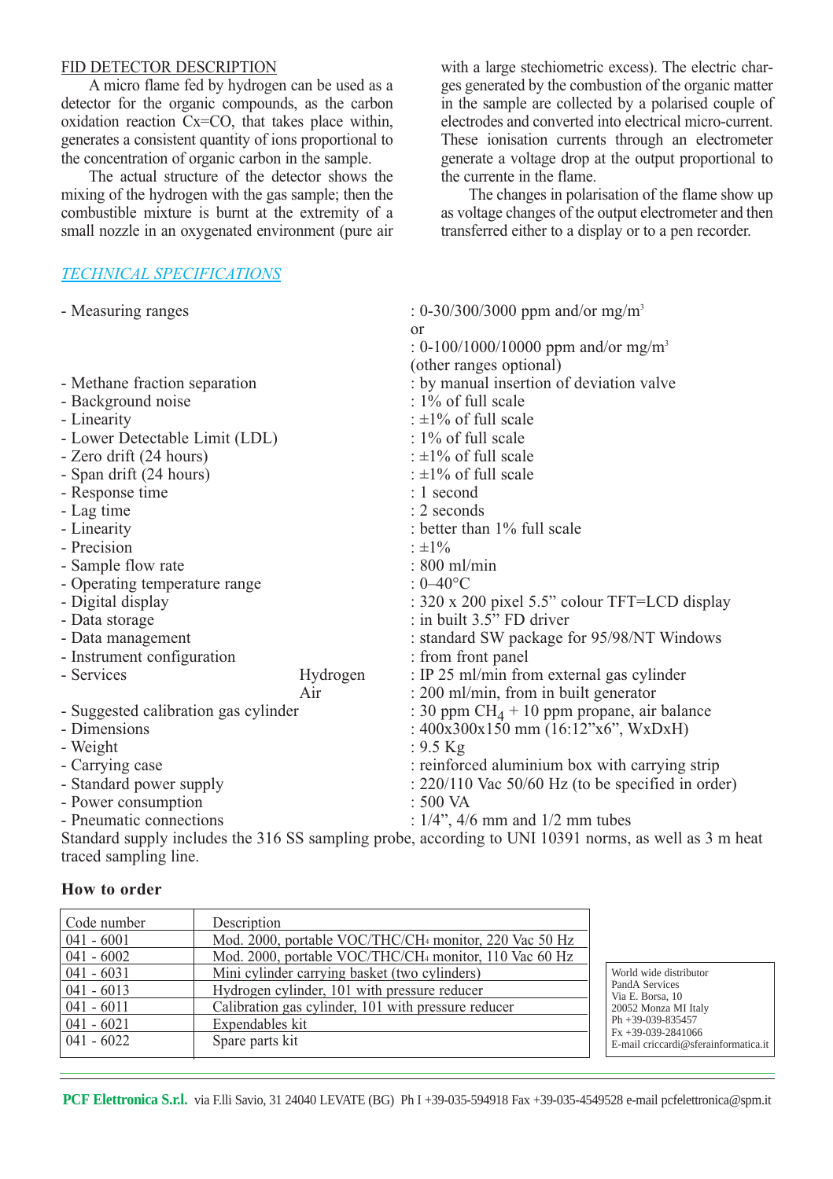## FID DETECTOR DESCRIPTION

A micro flame fed by hydrogen can be used as a detector for the organic compounds, as the carbon oxidation reaction Cx=CO, that takes place within, generates a consistent quantity of ions proportional to the concentration of organic carbon in the sample.

The actual structure of the detector shows the mixing of the hydrogen with the gas sample; then the combustible mixture is burnt at the extremity of a small nozzle in an oxygenated environment (pure air with a large stechiometric excess). The electric charges generated by the combustion of the organic matter in the sample are collected by a polarised couple of electrodes and converted into electrical micro-current. These ionisation currents through an electrometer generate a voltage drop at the output proportional to the currente in the flame.

The changes in polarisation of the flame show up as voltage changes of the output electrometer and then transferred either to a display or to a pen recorder.

## *TECHNICAL SPECIFICATIONS*

- Measuring ranges : 0-30/300/3000 ppm and/or mg/m³ or : 0-100/1000/10000 ppm and/or mg/m³ (other ranges optional)
- Methane fraction separation : by manual insertion of deviation valve
- Background noise : 1% of full scale
- Linearity : ±1% of full scale
- Lower Detectable Limit (LDL) : 1% of full scale
- Zero drift (24 hours) : ±1% of full scale
- Span drift (24 hours) : ±1% of full scale
- Response time : 1 second
- Lag time : 2 seconds
- Linearity : better than 1% full scale
- Precision : ±1%
- Sample flow rate : 800 ml/min
- Operating temperature range : 0–40°C
- Digital display : 320 x 200 pixel 5.5” colour TFT=LCD display
- Data storage : in built 3.5” FD driver
- Data management : standard SW package for 95/98/NT Windows
- Instrument configuration : from front panel
- Services Hydrogen : IP 25 ml/min from external gas cylinder
  Air : 200 ml/min, from in built generator
- Suggested calibration gas cylinder : 30 ppm $CH_4$ + 10 ppm propane, air balance
- Dimensions : 400x300x150 mm (16:12”x6”, WxDxH)
- Weight : 9.5 Kg
- Carrying case : reinforced aluminium box with carrying strip
- Standard power supply : 220/110 Vac 50/60 Hz (to be specified in order)
- Power consumption : 500 VA
- Pneumatic connections : 1/4”, 4/6 mm and 1/2 mm tubes

Standard supply includes the 316 SS sampling probe, according to UNI 10391 norms, as well as 3 m heat traced sampling line.

### How to order

| Code number | Description |
|---|---|
| 041 - 6001 | Mod. 2000, portable VOC/THC/$CH_4$ monitor, 220 Vac 50 Hz |
| 041 - 6002 | Mod. 2000, portable VOC/THC/$CH_4$ monitor, 110 Vac 60 Hz |
| 041 - 6031 | Mini cylinder carrying basket (two cylinders) |
| 041 - 6013 | Hydrogen cylinder, 101 with pressure reducer |
| 041 - 6011 | Calibration gas cylinder, 101 with pressure reducer |
| 041 - 6021 | Expendables kit |
| 041 - 6022 | Spare parts kit |

World wide distributor
PandA Services
Via E. Borsa, 10
20052 Monza MI Italy
Ph +39-039-835457
Fx +39-039-2841066
E-mail criccardi@sferainformatica.it

**PCF Elettronica S.r.l.** via F.lli Savio, 31 24040 LEVATE (BG) Ph I +39-035-594918 Fax +39-035-4549528 e-mail pcfelettronica@spm.it